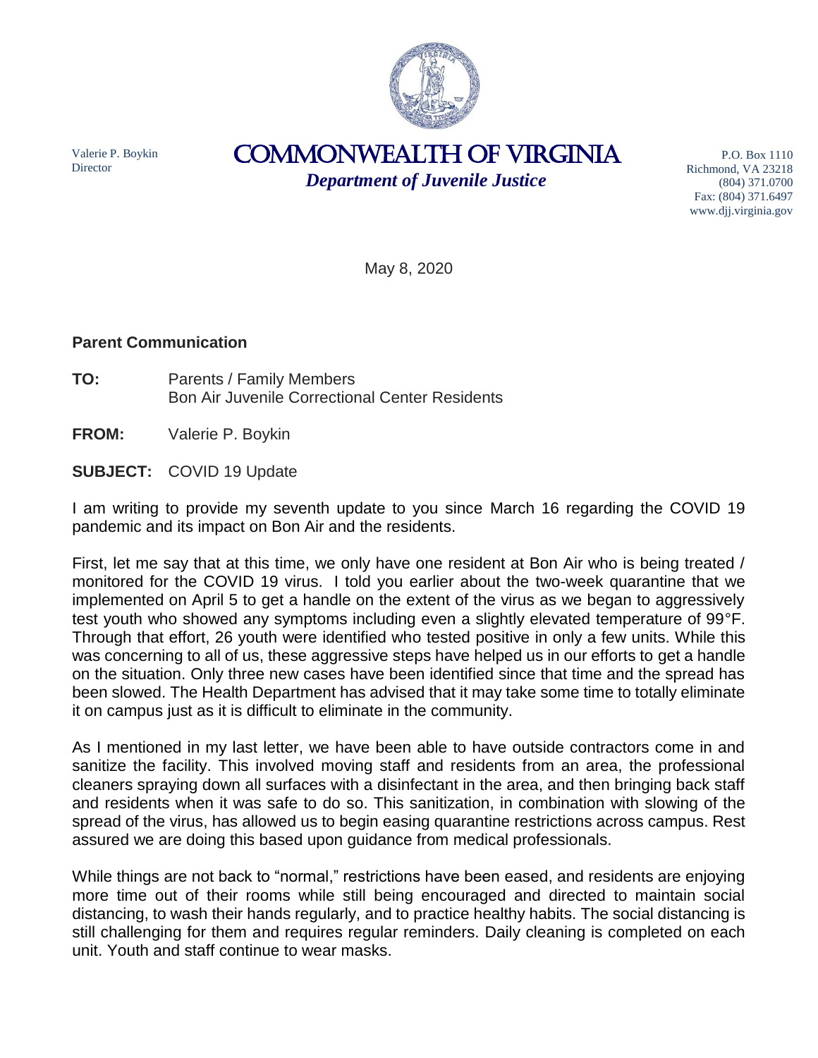Valerie P. Boykin
Director

# COMMONWEALTH OF VIRGINIA

***Department of Juvenile Justice***

P.O. Box 1110
Richmond, VA 23218
(804) 371.0700
Fax: (804) 371.6497
www.djj.virginia.gov

May 8, 2020

**Parent Communication**

**TO:** Parents / Family Members
Bon Air Juvenile Correctional Center Residents

**FROM:** Valerie P. Boykin

**SUBJECT:** COVID 19 Update

I am writing to provide my seventh update to you since March 16 regarding the COVID 19 pandemic and its impact on Bon Air and the residents.

First, let me say that at this time, we only have one resident at Bon Air who is being treated / monitored for the COVID 19 virus. I told you earlier about the two-week quarantine that we implemented on April 5 to get a handle on the extent of the virus as we began to aggressively test youth who showed any symptoms including even a slightly elevated temperature of 99°F. Through that effort, 26 youth were identified who tested positive in only a few units. While this was concerning to all of us, these aggressive steps have helped us in our efforts to get a handle on the situation. Only three new cases have been identified since that time and the spread has been slowed. The Health Department has advised that it may take some time to totally eliminate it on campus just as it is difficult to eliminate in the community.

As I mentioned in my last letter, we have been able to have outside contractors come in and sanitize the facility. This involved moving staff and residents from an area, the professional cleaners spraying down all surfaces with a disinfectant in the area, and then bringing back staff and residents when it was safe to do so. This sanitization, in combination with slowing of the spread of the virus, has allowed us to begin easing quarantine restrictions across campus. Rest assured we are doing this based upon guidance from medical professionals.

While things are not back to "normal," restrictions have been eased, and residents are enjoying more time out of their rooms while still being encouraged and directed to maintain social distancing, to wash their hands regularly, and to practice healthy habits. The social distancing is still challenging for them and requires regular reminders. Daily cleaning is completed on each unit. Youth and staff continue to wear masks.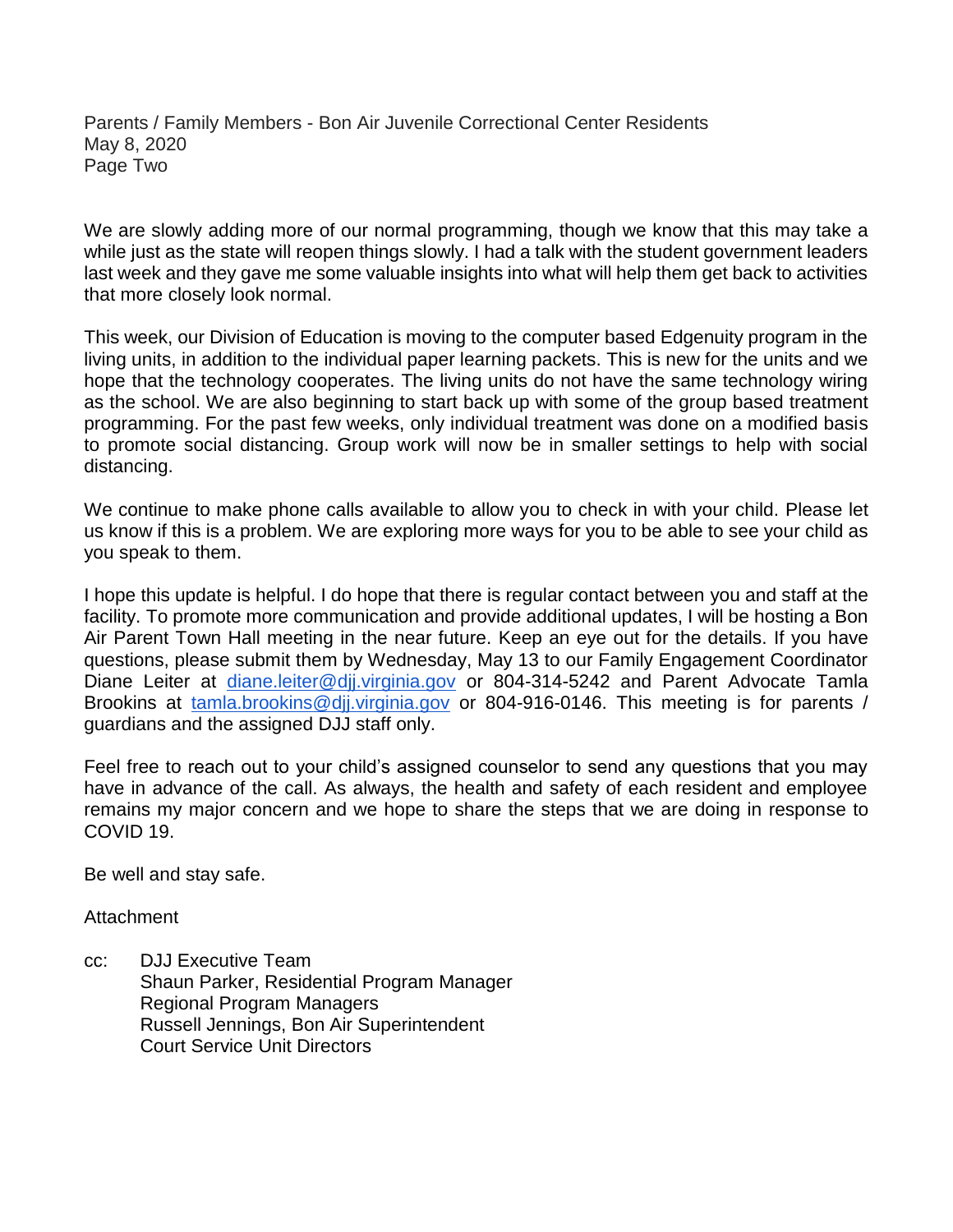We are slowly adding more of our normal programming, though we know that this may take a while just as the state will reopen things slowly. I had a talk with the student government leaders last week and they gave me some valuable insights into what will help them get back to activities that more closely look normal.

This week, our Division of Education is moving to the computer based Edgenuity program in the living units, in addition to the individual paper learning packets. This is new for the units and we hope that the technology cooperates. The living units do not have the same technology wiring as the school. We are also beginning to start back up with some of the group based treatment programming. For the past few weeks, only individual treatment was done on a modified basis to promote social distancing. Group work will now be in smaller settings to help with social distancing.

We continue to make phone calls available to allow you to check in with your child. Please let us know if this is a problem. We are exploring more ways for you to be able to see your child as you speak to them.

I hope this update is helpful. I do hope that there is regular contact between you and staff at the facility. To promote more communication and provide additional updates, I will be hosting a Bon Air Parent Town Hall meeting in the near future. Keep an eye out for the details. If you have questions, please submit them by Wednesday, May 13 to our Family Engagement Coordinator Diane Leiter at diane.leiter@djj.virginia.gov or 804-314-5242 and Parent Advocate Tamla Brookins at tamla.brookins@djj.virginia.gov or 804-916-0146. This meeting is for parents / guardians and the assigned DJJ staff only.

Feel free to reach out to your child's assigned counselor to send any questions that you may have in advance of the call. As always, the health and safety of each resident and employee remains my major concern and we hope to share the steps that we are doing in response to COVID 19.

Be well and stay safe.

Attachment

cc: DJJ Executive Team
Shaun Parker, Residential Program Manager
Regional Program Managers
Russell Jennings, Bon Air Superintendent
Court Service Unit Directors